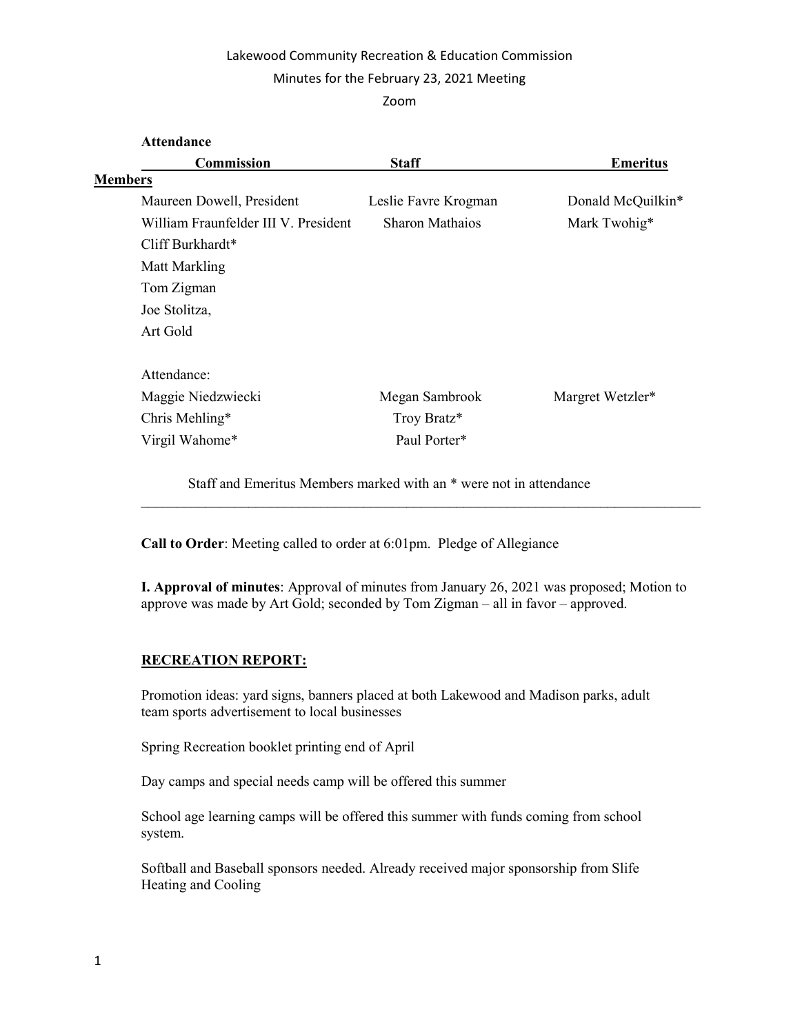Lakewood Community Recreation & Education Commission

Minutes for the February 23, 2021 Meeting

Zoom

**Attendance**

| **Commission** | **Staff** | **Emeritus** |
|---|---|---|
| **Members** | | |
| Maureen Dowell, President | Leslie Favre Krogman | Donald McQuilkin* |
| William Fraunfelder III V. President | Sharon Mathaios | Mark Twohig* |
| Cliff Burkhardt* | | |
| Matt Markling | | |
| Tom Zigman | | |
| Joe Stolitza, | | |
| Art Gold | | |
| Attendance: | | |
| Maggie Niedzwiecki | Megan Sambrook | Margret Wetzler* |
| Chris Mehling* | Troy Bratz* | |
| Virgil Wahome* | Paul Porter* | |

Staff and Emeritus Members marked with an * were not in attendance

---

**Call to Order**: Meeting called to order at 6:01pm. Pledge of Allegiance

**I. Approval of minutes**: Approval of minutes from January 26, 2021 was proposed; Motion to approve was made by Art Gold; seconded by Tom Zigman – all in favor – approved.

**<u>RECREATION REPORT:</u>**

Promotion ideas: yard signs, banners placed at both Lakewood and Madison parks, adult team sports advertisement to local businesses

Spring Recreation booklet printing end of April

Day camps and special needs camp will be offered this summer

School age learning camps will be offered this summer with funds coming from school system.

Softball and Baseball sponsors needed. Already received major sponsorship from Slife Heating and Cooling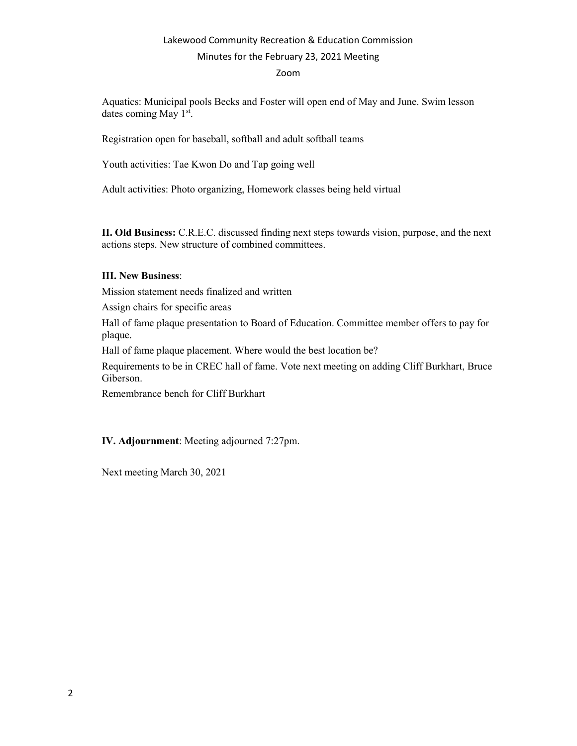Aquatics: Municipal pools Becks and Foster will open end of May and June. Swim lesson dates coming May 1st.

Registration open for baseball, softball and adult softball teams

Youth activities: Tae Kwon Do and Tap going well

Adult activities: Photo organizing, Homework classes being held virtual

**II. Old Business:** C.R.E.C. discussed finding next steps towards vision, purpose, and the next actions steps. New structure of combined committees.

**III. New Business**:

Mission statement needs finalized and written

Assign chairs for specific areas

Hall of fame plaque presentation to Board of Education. Committee member offers to pay for plaque.

Hall of fame plaque placement. Where would the best location be?

Requirements to be in CREC hall of fame. Vote next meeting on adding Cliff Burkhart, Bruce Giberson.

Remembrance bench for Cliff Burkhart

**IV. Adjournment**: Meeting adjourned 7:27pm.

Next meeting March 30, 2021